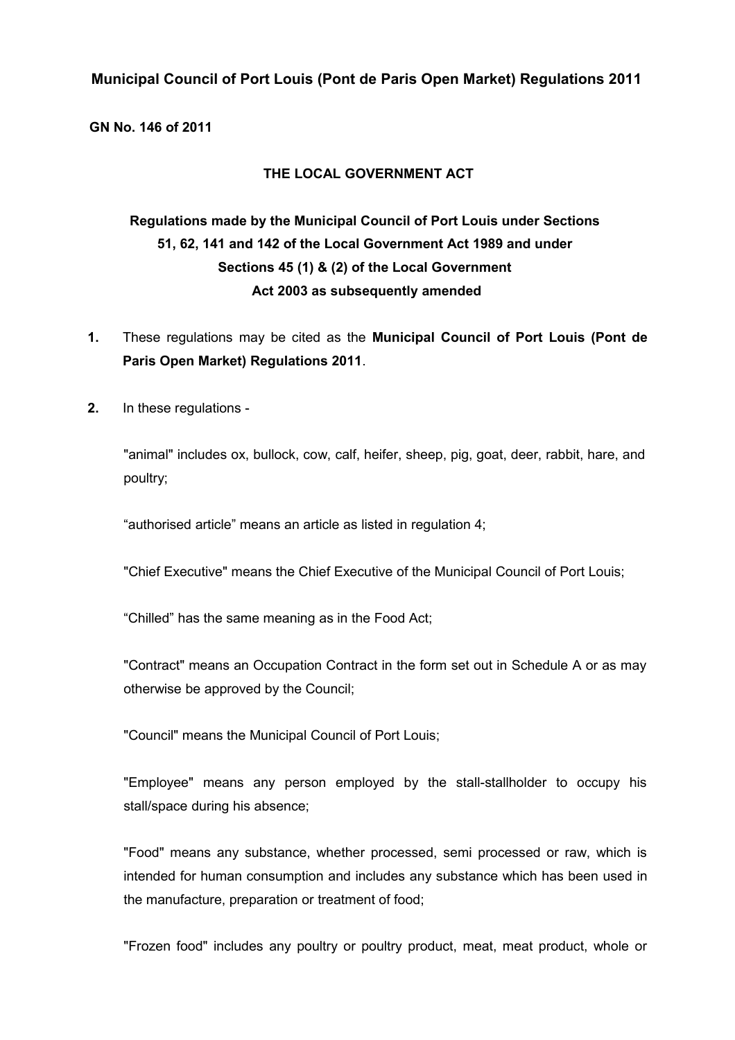# Municipal Council of Port Louis (Pont de Paris Open Market) Regulations 2011

**GN No. 146 of 2011**

**THE LOCAL GOVERNMENT ACT**

**Regulations made by the Municipal Council of Port Louis under Sections 51, 62, 141 and 142 of the Local Government Act 1989 and under Sections 45 (1) & (2) of the Local Government Act 2003 as subsequently amended**

**1.** These regulations may be cited as the **Municipal Council of Port Louis (Pont de Paris Open Market) Regulations 2011**.

**2.** In these regulations -

"animal" includes ox, bullock, cow, calf, heifer, sheep, pig, goat, deer, rabbit, hare, and poultry;

"authorised article" means an article as listed in regulation 4;

"Chief Executive" means the Chief Executive of the Municipal Council of Port Louis;

"Chilled" has the same meaning as in the Food Act;

"Contract" means an Occupation Contract in the form set out in Schedule A or as may otherwise be approved by the Council;

"Council" means the Municipal Council of Port Louis;

"Employee" means any person employed by the stall-stallholder to occupy his stall/space during his absence;

"Food" means any substance, whether processed, semi processed or raw, which is intended for human consumption and includes any substance which has been used in the manufacture, preparation or treatment of food;

"Frozen food" includes any poultry or poultry product, meat, meat product, whole or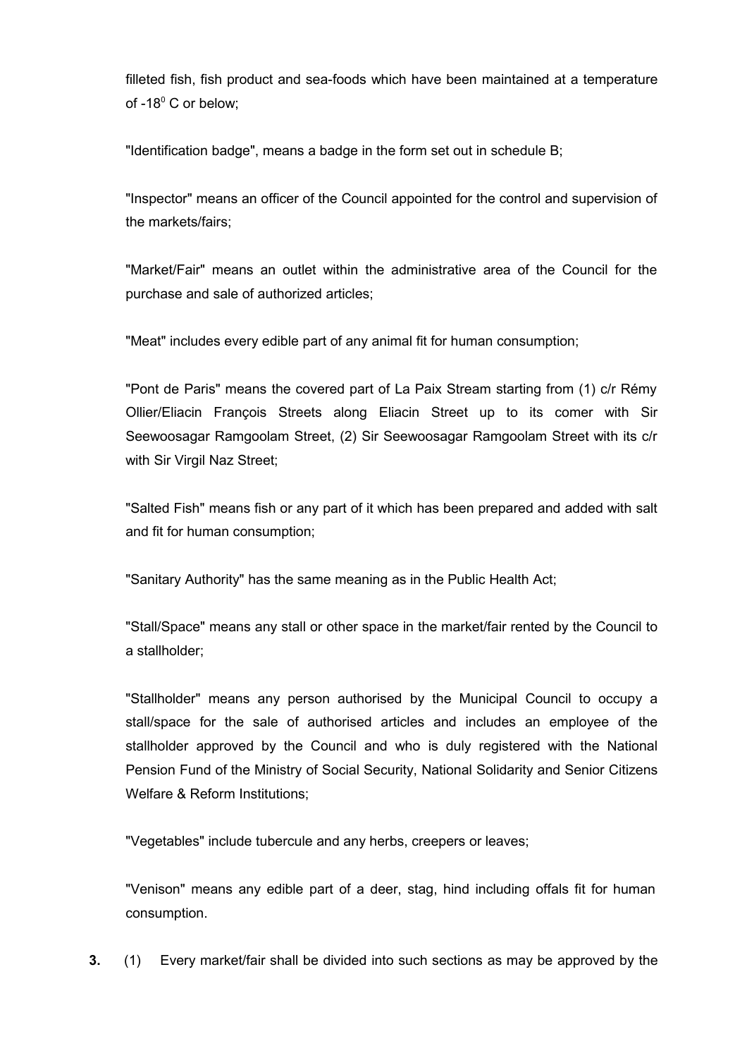filleted fish, fish product and sea-foods which have been maintained at a temperature of $-18^0$ C or below;

"Identification badge", means a badge in the form set out in schedule B;

"Inspector" means an officer of the Council appointed for the control and supervision of the markets/fairs;

"Market/Fair" means an outlet within the administrative area of the Council for the purchase and sale of authorized articles;

"Meat" includes every edible part of any animal fit for human consumption;

"Pont de Paris" means the covered part of La Paix Stream starting from (1) c/r Rémy Ollier/Eliacin François Streets along Eliacin Street up to its comer with Sir Seewoosagar Ramgoolam Street, (2) Sir Seewoosagar Ramgoolam Street with its c/r with Sir Virgil Naz Street;

"Salted Fish" means fish or any part of it which has been prepared and added with salt and fit for human consumption;

"Sanitary Authority" has the same meaning as in the Public Health Act;

"Stall/Space" means any stall or other space in the market/fair rented by the Council to a stallholder;

"Stallholder" means any person authorised by the Municipal Council to occupy a stall/space for the sale of authorised articles and includes an employee of the stallholder approved by the Council and who is duly registered with the National Pension Fund of the Ministry of Social Security, National Solidarity and Senior Citizens Welfare & Reform Institutions;

"Vegetables" include tubercule and any herbs, creepers or leaves;

"Venison" means any edible part of a deer, stag, hind including offals fit for human consumption.

**3.** (1) Every market/fair shall be divided into such sections as may be approved by the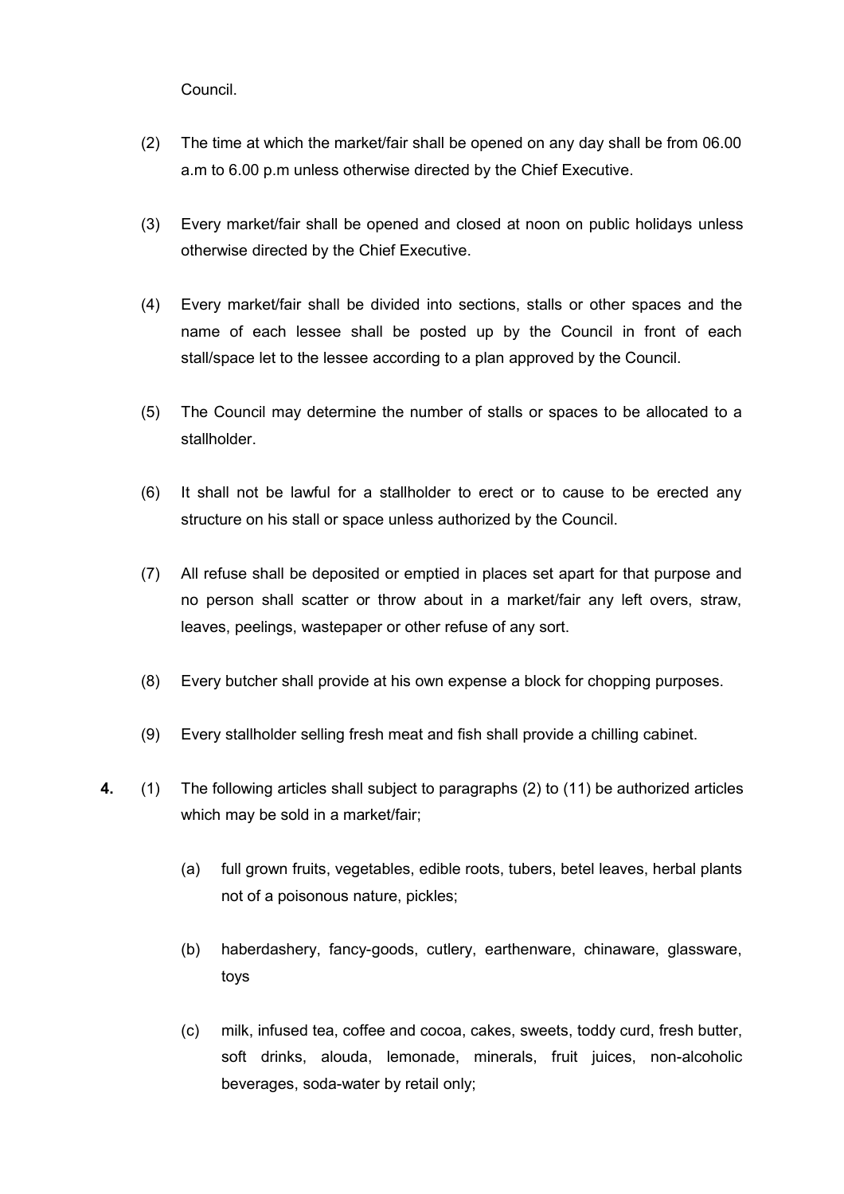Council.

(2) The time at which the market/fair shall be opened on any day shall be from 06.00 a.m to 6.00 p.m unless otherwise directed by the Chief Executive.

(3) Every market/fair shall be opened and closed at noon on public holidays unless otherwise directed by the Chief Executive.

(4) Every market/fair shall be divided into sections, stalls or other spaces and the name of each lessee shall be posted up by the Council in front of each stall/space let to the lessee according to a plan approved by the Council.

(5) The Council may determine the number of stalls or spaces to be allocated to a stallholder.

(6) It shall not be lawful for a stallholder to erect or to cause to be erected any structure on his stall or space unless authorized by the Council.

(7) All refuse shall be deposited or emptied in places set apart for that purpose and no person shall scatter or throw about in a market/fair any left overs, straw, leaves, peelings, wastepaper or other refuse of any sort.

(8) Every butcher shall provide at his own expense a block for chopping purposes.

(9) Every stallholder selling fresh meat and fish shall provide a chilling cabinet.

**4.** (1) The following articles shall subject to paragraphs (2) to (11) be authorized articles which may be sold in a market/fair;

(a) full grown fruits, vegetables, edible roots, tubers, betel leaves, herbal plants not of a poisonous nature, pickles;

(b) haberdashery, fancy-goods, cutlery, earthenware, chinaware, glassware, toys

(c) milk, infused tea, coffee and cocoa, cakes, sweets, toddy curd, fresh butter, soft drinks, alouda, lemonade, minerals, fruit juices, non-alcoholic beverages, soda-water by retail only;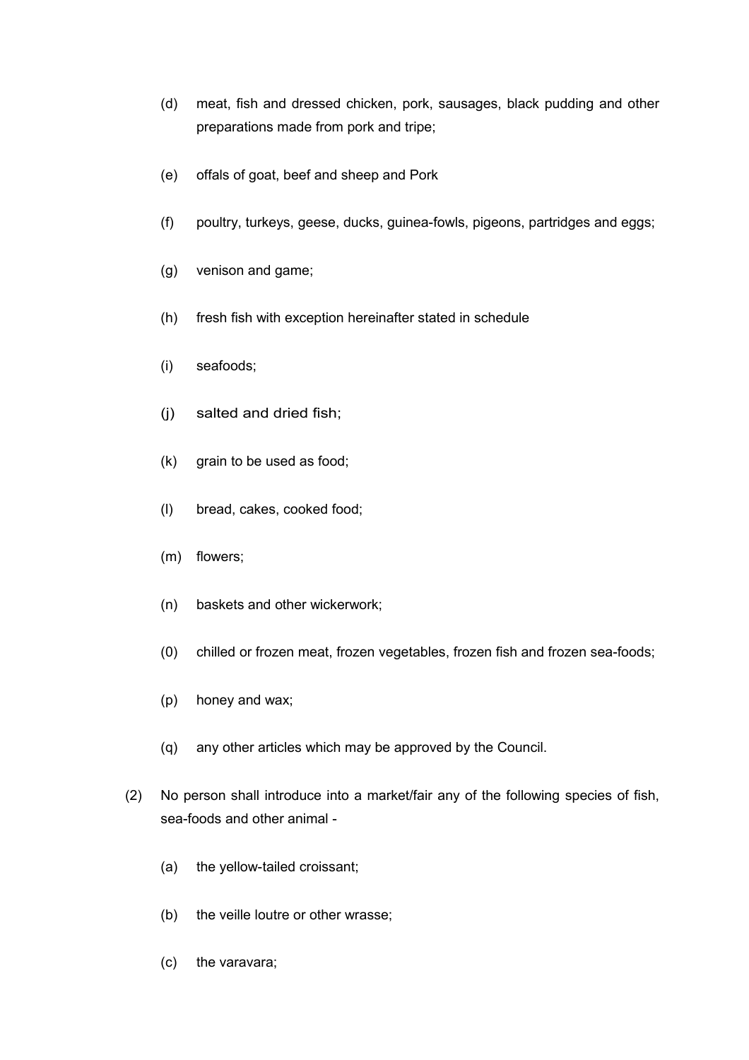(d) meat, fish and dressed chicken, pork, sausages, black pudding and other preparations made from pork and tripe;

(e) offals of goat, beef and sheep and Pork

(f) poultry, turkeys, geese, ducks, guinea-fowls, pigeons, partridges and eggs;

(g) venison and game;

(h) fresh fish with exception hereinafter stated in schedule

(i) seafoods;

(j) salted and dried fish;

(k) grain to be used as food;

(l) bread, cakes, cooked food;

(m) flowers;

(n) baskets and other wickerwork;

(0) chilled or frozen meat, frozen vegetables, frozen fish and frozen sea-foods;

(p) honey and wax;

(q) any other articles which may be approved by the Council.

(2) No person shall introduce into a market/fair any of the following species of fish, sea-foods and other animal -

(a) the yellow-tailed croissant;

(b) the veille loutre or other wrasse;

(c) the varavara;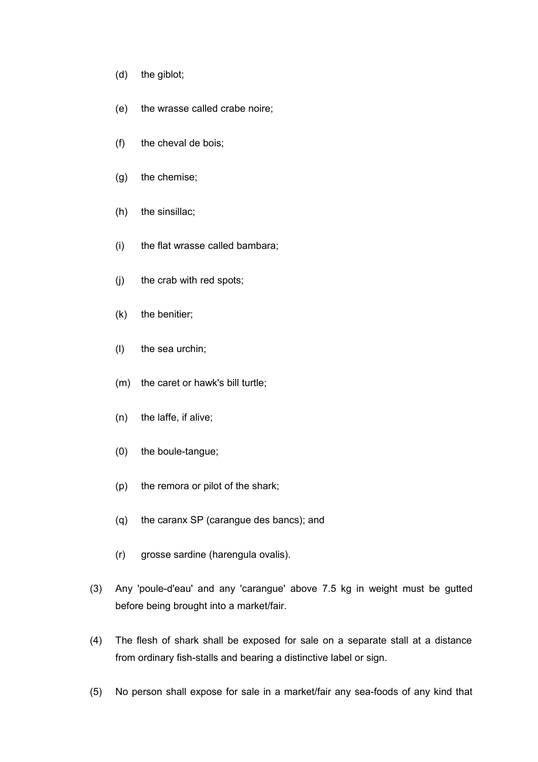(d) the giblot;

(e) the wrasse called crabe noire;

(f) the cheval de bois;

(g) the chemise;

(h) the sinsillac;

(i) the flat wrasse called bambara;

(j) the crab with red spots;

(k) the benitier;

(l) the sea urchin;

(m) the caret or hawk's bill turtle;

(n) the laffe, if alive;

(0) the boule-tangue;

(p) the remora or pilot of the shark;

(q) the caranx SP (carangue des bancs); and

(r) grosse sardine (harengula ovalis).

(3) Any 'poule-d'eau' and any 'carangue' above 7.5 kg in weight must be gutted before being brought into a market/fair.

(4) The flesh of shark shall be exposed for sale on a separate stall at a distance from ordinary fish-stalls and bearing a distinctive label or sign.

(5) No person shall expose for sale in a market/fair any sea-foods of any kind that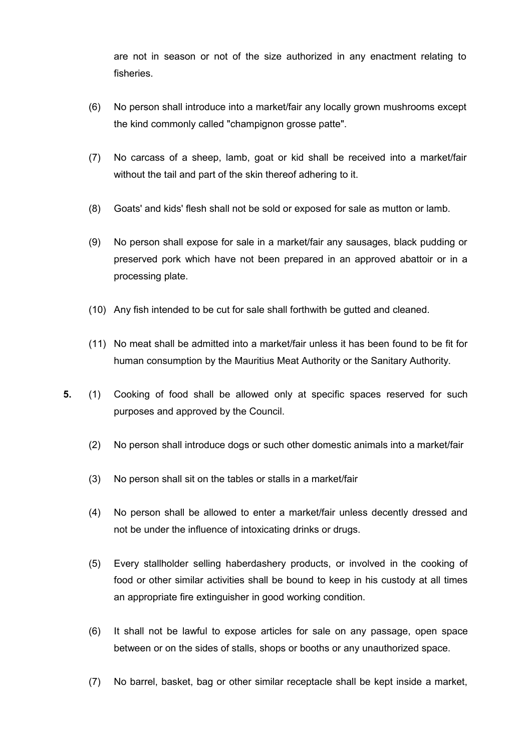are not in season or not of the size authorized in any enactment relating to fisheries.

(6) No person shall introduce into a market/fair any locally grown mushrooms except the kind commonly called "champignon grosse patte".

(7) No carcass of a sheep, lamb, goat or kid shall be received into a market/fair without the tail and part of the skin thereof adhering to it.

(8) Goats' and kids' flesh shall not be sold or exposed for sale as mutton or lamb.

(9) No person shall expose for sale in a market/fair any sausages, black pudding or preserved pork which have not been prepared in an approved abattoir or in a processing plate.

(10) Any fish intended to be cut for sale shall forthwith be gutted and cleaned.

(11) No meat shall be admitted into a market/fair unless it has been found to be fit for human consumption by the Mauritius Meat Authority or the Sanitary Authority.

**5.** (1) Cooking of food shall be allowed only at specific spaces reserved for such purposes and approved by the Council.

(2) No person shall introduce dogs or such other domestic animals into a market/fair

(3) No person shall sit on the tables or stalls in a market/fair

(4) No person shall be allowed to enter a market/fair unless decently dressed and not be under the influence of intoxicating drinks or drugs.

(5) Every stallholder selling haberdashery products, or involved in the cooking of food or other similar activities shall be bound to keep in his custody at all times an appropriate fire extinguisher in good working condition.

(6) It shall not be lawful to expose articles for sale on any passage, open space between or on the sides of stalls, shops or booths or any unauthorized space.

(7) No barrel, basket, bag or other similar receptacle shall be kept inside a market,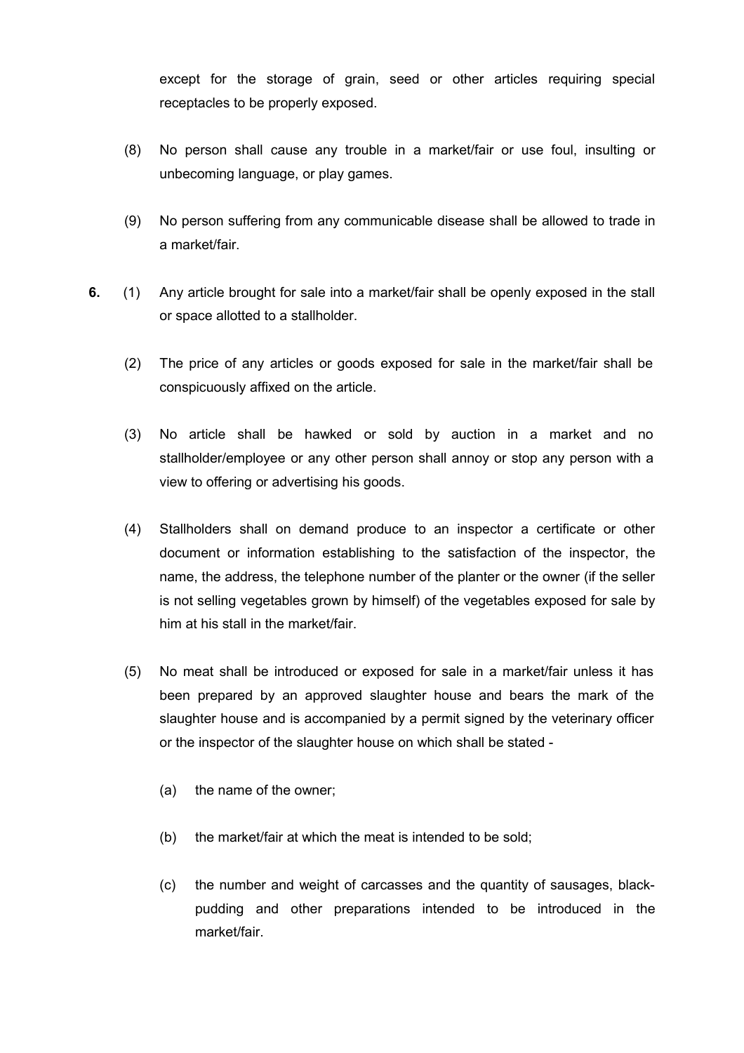except for the storage of grain, seed or other articles requiring special receptacles to be properly exposed.

(8) No person shall cause any trouble in a market/fair or use foul, insulting or unbecoming language, or play games.

(9) No person suffering from any communicable disease shall be allowed to trade in a market/fair.

**6.** (1) Any article brought for sale into a market/fair shall be openly exposed in the stall or space allotted to a stallholder.

(2) The price of any articles or goods exposed for sale in the market/fair shall be conspicuously affixed on the article.

(3) No article shall be hawked or sold by auction in a market and no stallholder/employee or any other person shall annoy or stop any person with a view to offering or advertising his goods.

(4) Stallholders shall on demand produce to an inspector a certificate or other document or information establishing to the satisfaction of the inspector, the name, the address, the telephone number of the planter or the owner (if the seller is not selling vegetables grown by himself) of the vegetables exposed for sale by him at his stall in the market/fair.

(5) No meat shall be introduced or exposed for sale in a market/fair unless it has been prepared by an approved slaughter house and bears the mark of the slaughter house and is accompanied by a permit signed by the veterinary officer or the inspector of the slaughter house on which shall be stated -

(a) the name of the owner;

(b) the market/fair at which the meat is intended to be sold;

(c) the number and weight of carcasses and the quantity of sausages, black-pudding and other preparations intended to be introduced in the market/fair.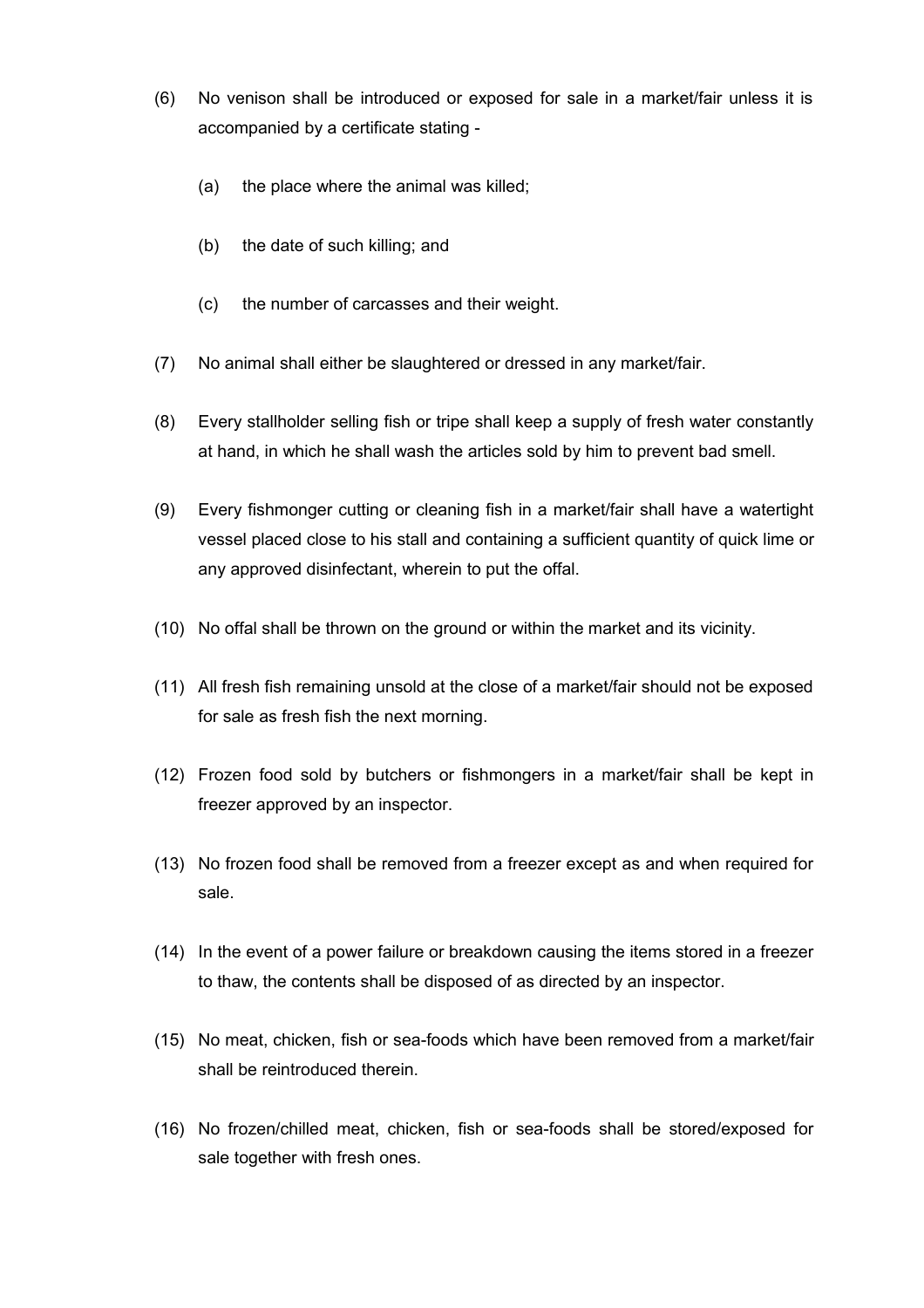(6) No venison shall be introduced or exposed for sale in a market/fair unless it is accompanied by a certificate stating -

   (a) the place where the animal was killed;

   (b) the date of such killing; and

   (c) the number of carcasses and their weight.

(7) No animal shall either be slaughtered or dressed in any market/fair.

(8) Every stallholder selling fish or tripe shall keep a supply of fresh water constantly at hand, in which he shall wash the articles sold by him to prevent bad smell.

(9) Every fishmonger cutting or cleaning fish in a market/fair shall have a watertight vessel placed close to his stall and containing a sufficient quantity of quick lime or any approved disinfectant, wherein to put the offal.

(10) No offal shall be thrown on the ground or within the market and its vicinity.

(11) All fresh fish remaining unsold at the close of a market/fair should not be exposed for sale as fresh fish the next morning.

(12) Frozen food sold by butchers or fishmongers in a market/fair shall be kept in freezer approved by an inspector.

(13) No frozen food shall be removed from a freezer except as and when required for sale.

(14) In the event of a power failure or breakdown causing the items stored in a freezer to thaw, the contents shall be disposed of as directed by an inspector.

(15) No meat, chicken, fish or sea-foods which have been removed from a market/fair shall be reintroduced therein.

(16) No frozen/chilled meat, chicken, fish or sea-foods shall be stored/exposed for sale together with fresh ones.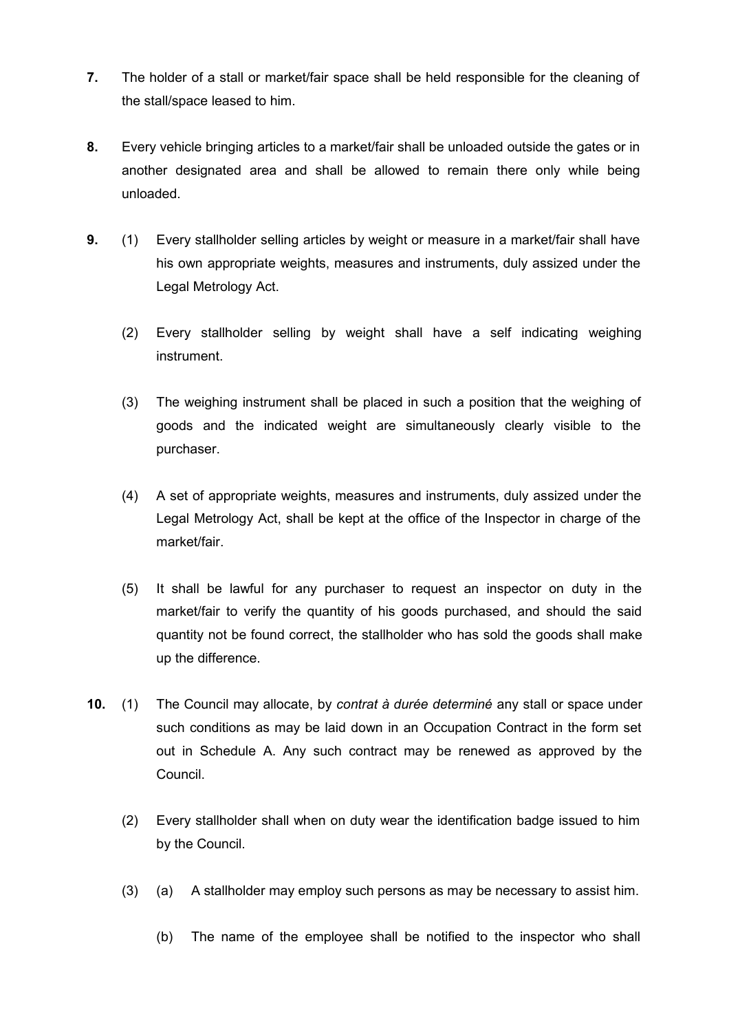**7.** The holder of a stall or market/fair space shall be held responsible for the cleaning of the stall/space leased to him.

**8.** Every vehicle bringing articles to a market/fair shall be unloaded outside the gates or in another designated area and shall be allowed to remain there only while being unloaded.

**9.** (1) Every stallholder selling articles by weight or measure in a market/fair shall have his own appropriate weights, measures and instruments, duly assized under the Legal Metrology Act.

(2) Every stallholder selling by weight shall have a self indicating weighing instrument.

(3) The weighing instrument shall be placed in such a position that the weighing of goods and the indicated weight are simultaneously clearly visible to the purchaser.

(4) A set of appropriate weights, measures and instruments, duly assized under the Legal Metrology Act, shall be kept at the office of the Inspector in charge of the market/fair.

(5) It shall be lawful for any purchaser to request an inspector on duty in the market/fair to verify the quantity of his goods purchased, and should the said quantity not be found correct, the stallholder who has sold the goods shall make up the difference.

**10.** (1) The Council may allocate, by *contrat à durée determiné* any stall or space under such conditions as may be laid down in an Occupation Contract in the form set out in Schedule A. Any such contract may be renewed as approved by the Council.

(2) Every stallholder shall when on duty wear the identification badge issued to him by the Council.

(3) (a) A stallholder may employ such persons as may be necessary to assist him.

(b) The name of the employee shall be notified to the inspector who shall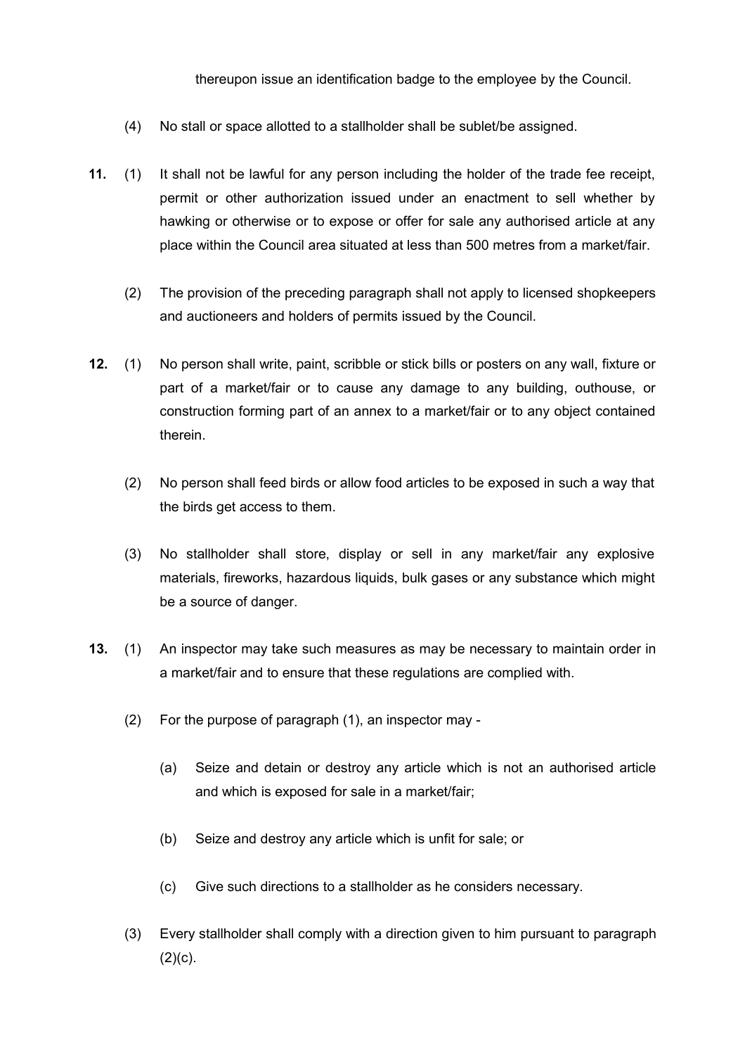thereupon issue an identification badge to the employee by the Council.

(4) No stall or space allotted to a stallholder shall be sublet/be assigned.

**11.** (1) It shall not be lawful for any person including the holder of the trade fee receipt, permit or other authorization issued under an enactment to sell whether by hawking or otherwise or to expose or offer for sale any authorised article at any place within the Council area situated at less than 500 metres from a market/fair.

(2) The provision of the preceding paragraph shall not apply to licensed shopkeepers and auctioneers and holders of permits issued by the Council.

**12.** (1) No person shall write, paint, scribble or stick bills or posters on any wall, fixture or part of a market/fair or to cause any damage to any building, outhouse, or construction forming part of an annex to a market/fair or to any object contained therein.

(2) No person shall feed birds or allow food articles to be exposed in such a way that the birds get access to them.

(3) No stallholder shall store, display or sell in any market/fair any explosive materials, fireworks, hazardous liquids, bulk gases or any substance which might be a source of danger.

**13.** (1) An inspector may take such measures as may be necessary to maintain order in a market/fair and to ensure that these regulations are complied with.

(2) For the purpose of paragraph (1), an inspector may -

(a) Seize and detain or destroy any article which is not an authorised article and which is exposed for sale in a market/fair;

(b) Seize and destroy any article which is unfit for sale; or

(c) Give such directions to a stallholder as he considers necessary.

(3) Every stallholder shall comply with a direction given to him pursuant to paragraph (2)(c).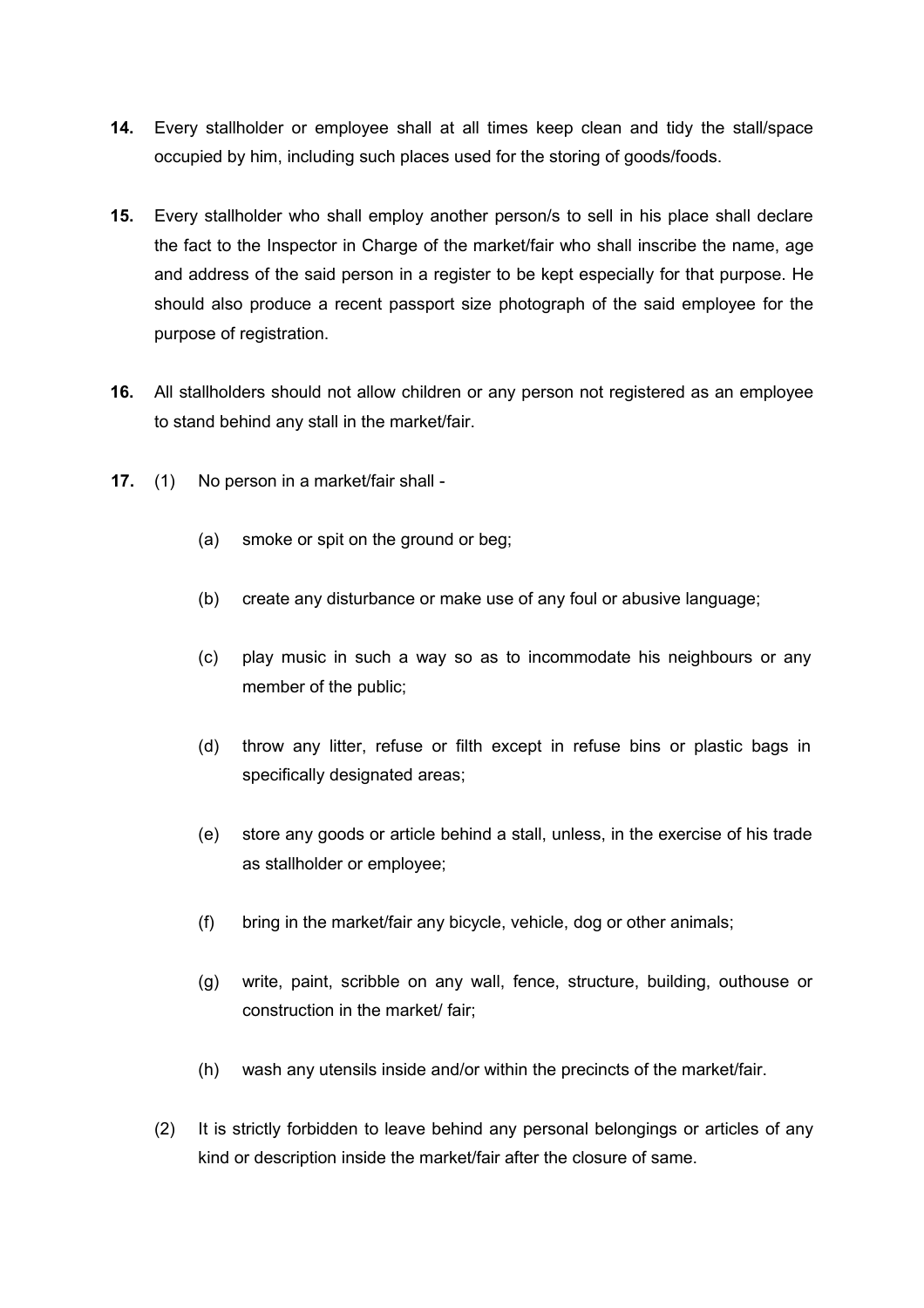**14.** Every stallholder or employee shall at all times keep clean and tidy the stall/space occupied by him, including such places used for the storing of goods/foods.

**15.** Every stallholder who shall employ another person/s to sell in his place shall declare the fact to the Inspector in Charge of the market/fair who shall inscribe the name, age and address of the said person in a register to be kept especially for that purpose. He should also produce a recent passport size photograph of the said employee for the purpose of registration.

**16.** All stallholders should not allow children or any person not registered as an employee to stand behind any stall in the market/fair.

**17.** (1) No person in a market/fair shall -

(a) smoke or spit on the ground or beg;

(b) create any disturbance or make use of any foul or abusive language;

(c) play music in such a way so as to incommodate his neighbours or any member of the public;

(d) throw any litter, refuse or filth except in refuse bins or plastic bags in specifically designated areas;

(e) store any goods or article behind a stall, unless, in the exercise of his trade as stallholder or employee;

(f) bring in the market/fair any bicycle, vehicle, dog or other animals;

(g) write, paint, scribble on any wall, fence, structure, building, outhouse or construction in the market/ fair;

(h) wash any utensils inside and/or within the precincts of the market/fair.

(2) It is strictly forbidden to leave behind any personal belongings or articles of any kind or description inside the market/fair after the closure of same.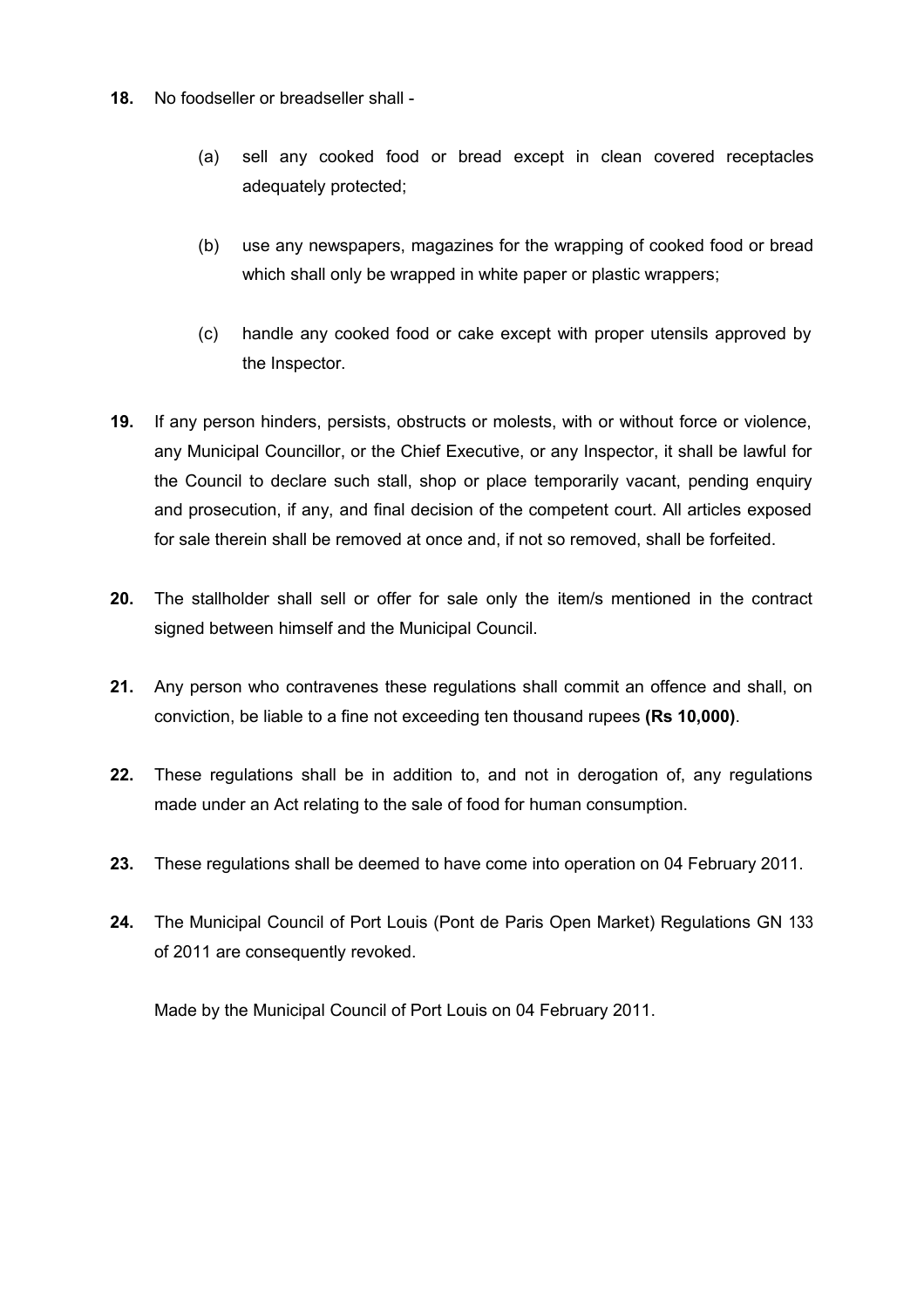**18.** No foodseller or breadseller shall -

(a) sell any cooked food or bread except in clean covered receptacles adequately protected;

(b) use any newspapers, magazines for the wrapping of cooked food or bread which shall only be wrapped in white paper or plastic wrappers;

(c) handle any cooked food or cake except with proper utensils approved by the Inspector.

**19.** If any person hinders, persists, obstructs or molests, with or without force or violence, any Municipal Councillor, or the Chief Executive, or any Inspector, it shall be lawful for the Council to declare such stall, shop or place temporarily vacant, pending enquiry and prosecution, if any, and final decision of the competent court. All articles exposed for sale therein shall be removed at once and, if not so removed, shall be forfeited.

**20.** The stallholder shall sell or offer for sale only the item/s mentioned in the contract signed between himself and the Municipal Council.

**21.** Any person who contravenes these regulations shall commit an offence and shall, on conviction, be liable to a fine not exceeding ten thousand rupees **(Rs 10,000)**.

**22.** These regulations shall be in addition to, and not in derogation of, any regulations made under an Act relating to the sale of food for human consumption.

**23.** These regulations shall be deemed to have come into operation on 04 February 2011.

**24.** The Municipal Council of Port Louis (Pont de Paris Open Market) Regulations GN 133 of 2011 are consequently revoked.

Made by the Municipal Council of Port Louis on 04 February 2011.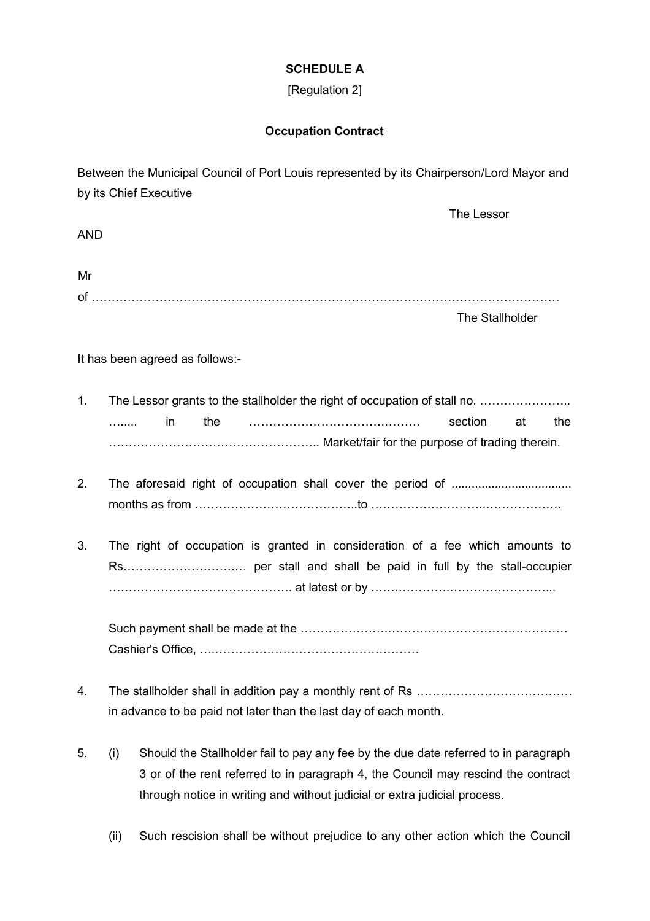**SCHEDULE A**

[Regulation 2]

**Occupation Contract**

Between the Municipal Council of Port Louis represented by its Chairperson/Lord Mayor and by its Chief Executive

The Lessor

AND

Mr

of ……………………………………………………………………………………………………

The Stallholder

It has been agreed as follows:-

1. The Lessor grants to the stallholder the right of occupation of stall no. ………………….. ….... in the …………………………….……… section at the …………………………………………….. Market/fair for the purpose of trading therein.

2. The aforesaid right of occupation shall cover the period of .................................... months as from …………………………………..to ……………………….……………….

3. The right of occupation is granted in consideration of a fee which amounts to Rs…………………….…… per stall and shall be paid in full by the stall-occupier ………………………………………. at latest or by ……….………….…………………...

   Such payment shall be made at the ……………….……………………………………… Cashier's Office, ….……………………………………………

4. The stallholder shall in addition pay a monthly rent of Rs ………………………………… in advance to be paid not later than the last day of each month.

5. (i) Should the Stallholder fail to pay any fee by the due date referred to in paragraph 3 or of the rent referred to in paragraph 4, the Council may rescind the contract through notice in writing and without judicial or extra judicial process.

   (ii) Such rescision shall be without prejudice to any other action which the Council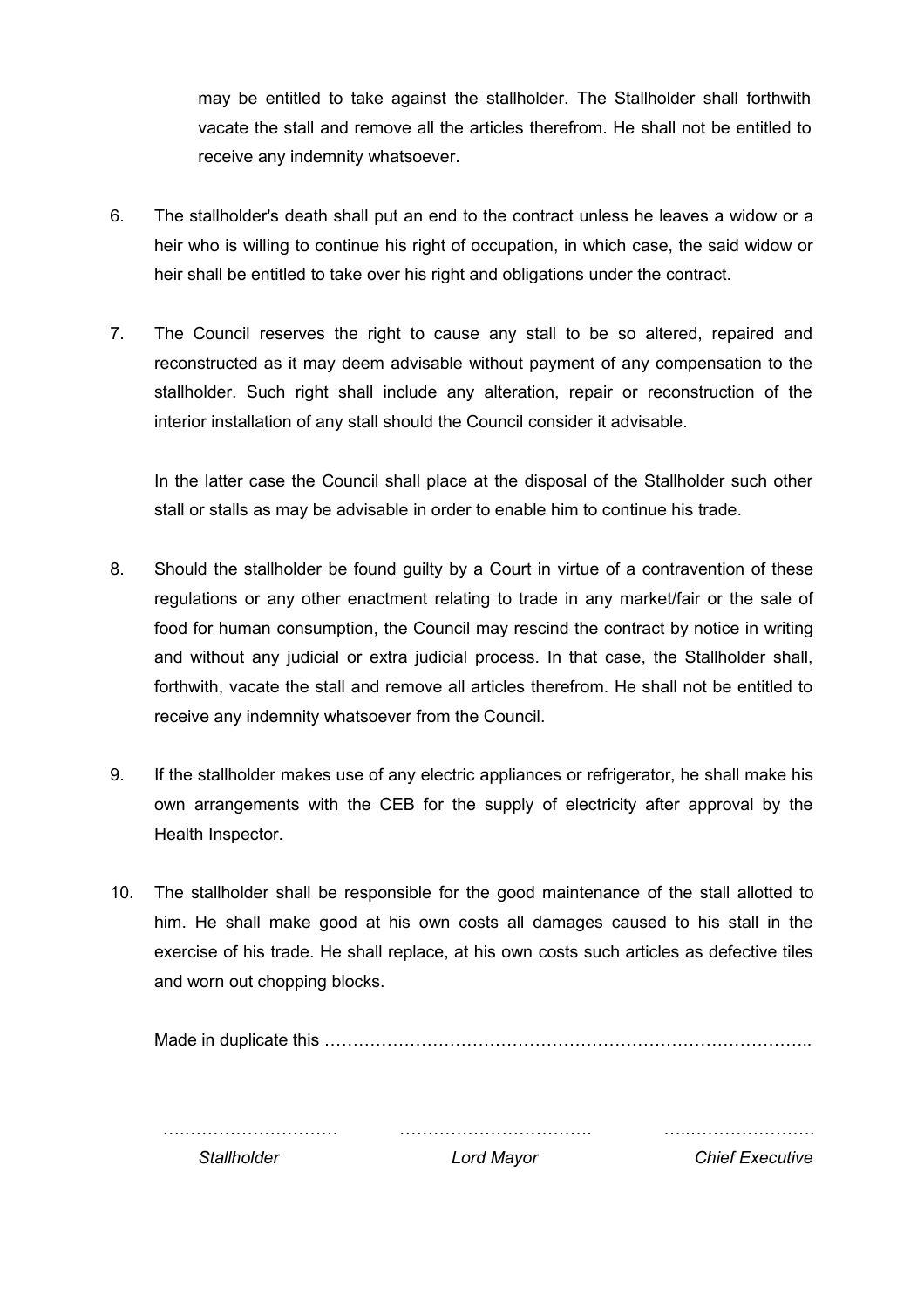may be entitled to take against the stallholder. The Stallholder shall forthwith vacate the stall and remove all the articles therefrom. He shall not be entitled to receive any indemnity whatsoever.

6. The stallholder's death shall put an end to the contract unless he leaves a widow or a heir who is willing to continue his right of occupation, in which case, the said widow or heir shall be entitled to take over his right and obligations under the contract.

7. The Council reserves the right to cause any stall to be so altered, repaired and reconstructed as it may deem advisable without payment of any compensation to the stallholder. Such right shall include any alteration, repair or reconstruction of the interior installation of any stall should the Council consider it advisable.

   In the latter case the Council shall place at the disposal of the Stallholder such other stall or stalls as may be advisable in order to enable him to continue his trade.

8. Should the stallholder be found guilty by a Court in virtue of a contravention of these regulations or any other enactment relating to trade in any market/fair or the sale of food for human consumption, the Council may rescind the contract by notice in writing and without any judicial or extra judicial process. In that case, the Stallholder shall, forthwith, vacate the stall and remove all articles therefrom. He shall not be entitled to receive any indemnity whatsoever from the Council.

9. If the stallholder makes use of any electric appliances or refrigerator, he shall make his own arrangements with the CEB for the supply of electricity after approval by the Health Inspector.

10. The stallholder shall be responsible for the good maintenance of the stall allotted to him. He shall make good at his own costs all damages caused to his stall in the exercise of his trade. He shall replace, at his own costs such articles as defective tiles and worn out chopping blocks.

    Made in duplicate this …………………………………………………………………………..

| ………………………… | ……………………………. | ………………………… |
|---|---|---|
| *Stallholder* | *Lord Mayor* | *Chief Executive* |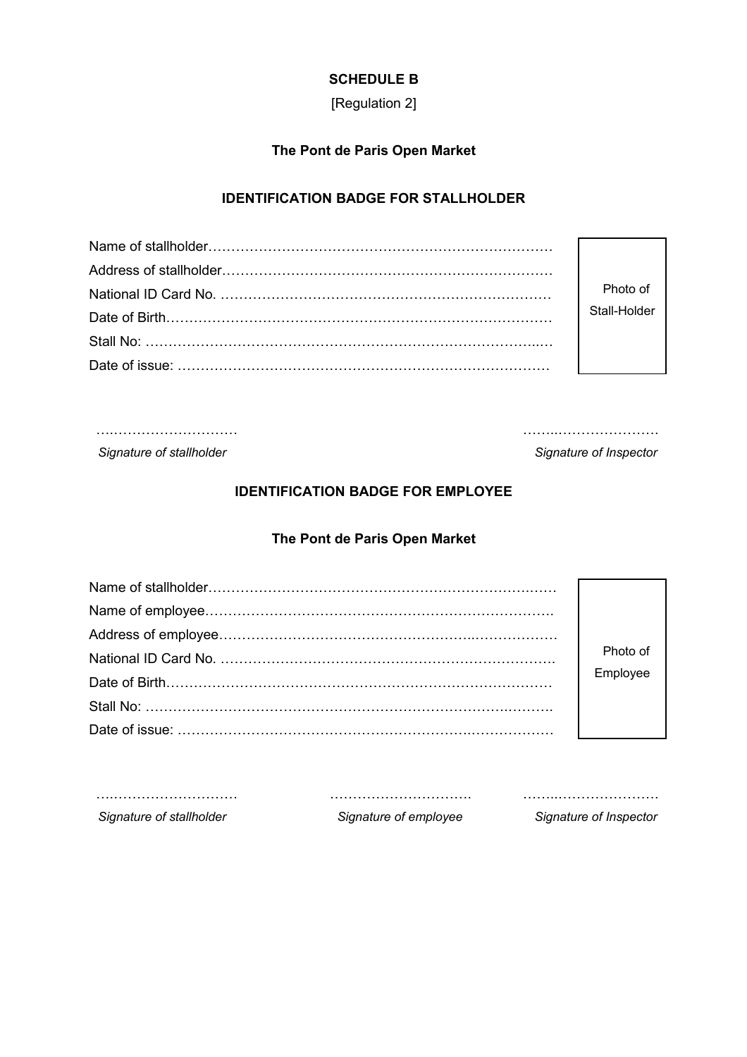**SCHEDULE B**

[Regulation 2]

**The Pont de Paris Open Market**

**IDENTIFICATION BADGE FOR STALLHOLDER**

Name of stallholder………………………………………………………………

Address of stallholder……………………………………………………………

National ID Card No. ……………………………………………………………

Date of Birth………………………………………………………………………

Stall No: ……………………………………………………………………………

Date of issue: ……………………………………………………………………

Photo of Stall-Holder

………………………… ……………………………

*Signature of stallholder* *Signature of Inspector*

**IDENTIFICATION BADGE FOR EMPLOYEE**

**The Pont de Paris Open Market**

Name of stallholder………………………………………………………………

Name of employee…………………………………………………………………

Address of employee………………………………………………………………

National ID Card No. ……………………………………………………………

Date of Birth………………………………………………………………………

Stall No: ……………………………………………………………………………

Date of issue: ……………………………………………………………………

Photo of Employee

………………………… ………………………… ……………………………

*Signature of stallholder* *Signature of employee* *Signature of Inspector*